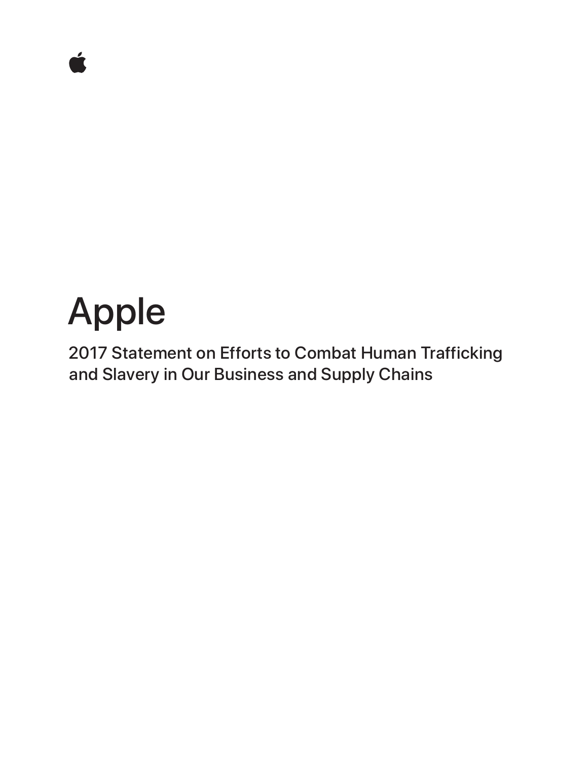# Apple

## 2017 Statement on Efforts to Combat Human Trafficking and Slavery in Our Business and Supply Chains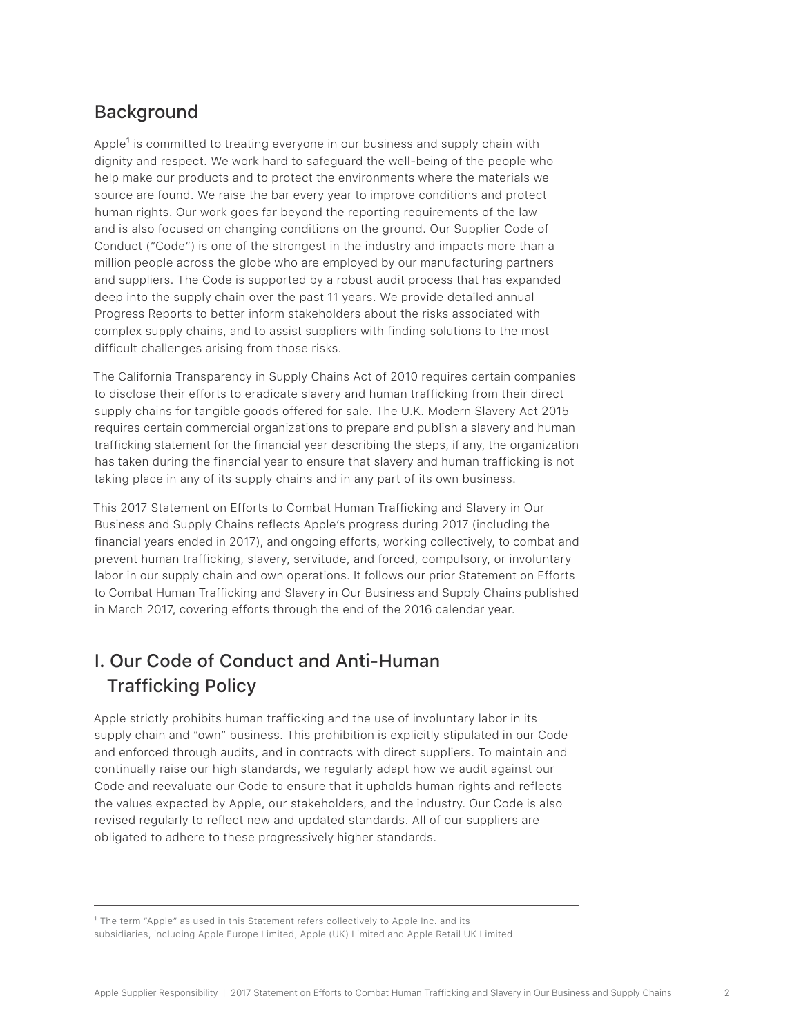## Background

Apple[1] is committed to treating everyone in our business and supply chain with dignity and respect. We work hard to safeguard the well-being of the people who help make our products and to protect the environments where the materials we source are found. We raise the bar every year to improve conditions and protect human rights. Our work goes far beyond the reporting requirements of the law and is also focused on changing conditions on the ground. Our Supplier Code of Conduct ("Code") is one of the strongest in the industry and impacts more than a million people across the globe who are employed by our manufacturing partners and suppliers. The Code is supported by a robust audit process that has expanded deep into the supply chain over the past 11 years. We provide detailed annual Progress Reports to better inform stakeholders about the risks associated with complex supply chains, and to assist suppliers with finding solutions to the most difficult challenges arising from those risks.

The California Transparency in Supply Chains Act of 2010 requires certain companies to disclose their efforts to eradicate slavery and human trafficking from their direct supply chains for tangible goods offered for sale. The U.K. Modern Slavery Act 2015 requires certain commercial organizations to prepare and publish a slavery and human trafficking statement for the financial year describing the steps, if any, the organization has taken during the financial year to ensure that slavery and human trafficking is not taking place in any of its supply chains and in any part of its own business.

This 2017 Statement on Efforts to Combat Human Trafficking and Slavery in Our Business and Supply Chains reflects Apple's progress during 2017 (including the financial years ended in 2017), and ongoing efforts, working collectively, to combat and prevent human trafficking, slavery, servitude, and forced, compulsory, or involuntary labor in our supply chain and own operations. It follows our prior Statement on Efforts to Combat Human Trafficking and Slavery in Our Business and Supply Chains published in March 2017, covering efforts through the end of the 2016 calendar year.

## I. Our Code of Conduct and Anti-Human Trafficking Policy

Apple strictly prohibits human trafficking and the use of involuntary labor in its supply chain and "own" business. This prohibition is explicitly stipulated in our Code and enforced through audits, and in contracts with direct suppliers. To maintain and continually raise our high standards, we regularly adapt how we audit against our Code and reevaluate our Code to ensure that it upholds human rights and reflects the values expected by Apple, our stakeholders, and the industry. Our Code is also revised regularly to reflect new and updated standards. All of our suppliers are obligated to adhere to these progressively higher standards.

---

[1] The term "Apple" as used in this Statement refers collectively to Apple Inc. and its subsidiaries, including Apple Europe Limited, Apple (UK) Limited and Apple Retail UK Limited.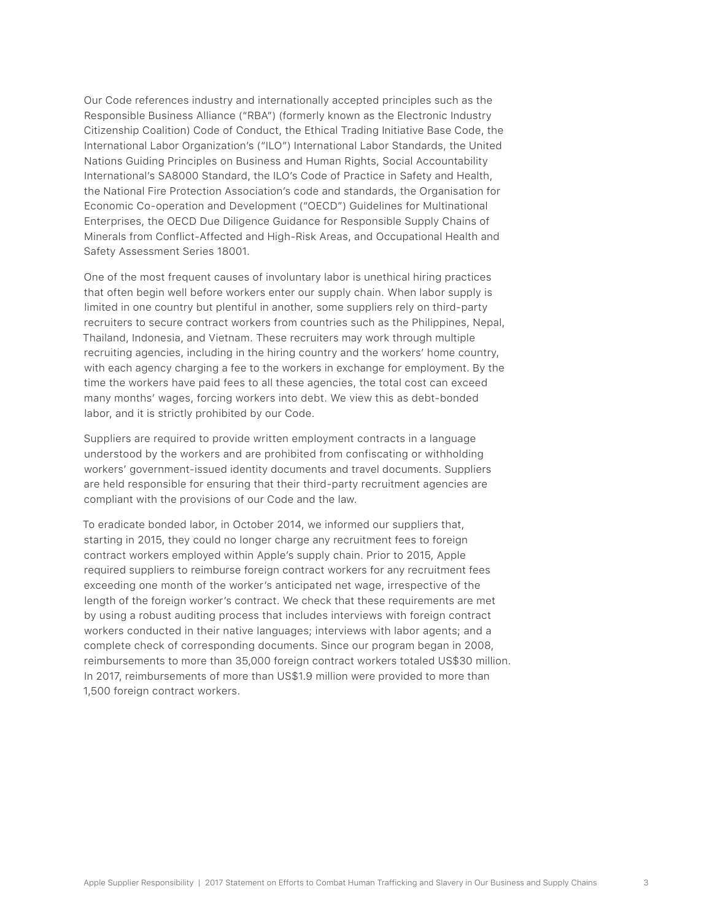Our Code references industry and internationally accepted principles such as the Responsible Business Alliance ("RBA") (formerly known as the Electronic Industry Citizenship Coalition) Code of Conduct, the Ethical Trading Initiative Base Code, the International Labor Organization's ("ILO") International Labor Standards, the United Nations Guiding Principles on Business and Human Rights, Social Accountability International's SA8000 Standard, the ILO's Code of Practice in Safety and Health, the National Fire Protection Association's code and standards, the Organisation for Economic Co-operation and Development ("OECD") Guidelines for Multinational Enterprises, the OECD Due Diligence Guidance for Responsible Supply Chains of Minerals from Conflict-Affected and High-Risk Areas, and Occupational Health and Safety Assessment Series 18001.

One of the most frequent causes of involuntary labor is unethical hiring practices that often begin well before workers enter our supply chain. When labor supply is limited in one country but plentiful in another, some suppliers rely on third-party recruiters to secure contract workers from countries such as the Philippines, Nepal, Thailand, Indonesia, and Vietnam. These recruiters may work through multiple recruiting agencies, including in the hiring country and the workers' home country, with each agency charging a fee to the workers in exchange for employment. By the time the workers have paid fees to all these agencies, the total cost can exceed many months' wages, forcing workers into debt. We view this as debt-bonded labor, and it is strictly prohibited by our Code.

Suppliers are required to provide written employment contracts in a language understood by the workers and are prohibited from confiscating or withholding workers' government-issued identity documents and travel documents. Suppliers are held responsible for ensuring that their third-party recruitment agencies are compliant with the provisions of our Code and the law.

To eradicate bonded labor, in October 2014, we informed our suppliers that, starting in 2015, they could no longer charge any recruitment fees to foreign contract workers employed within Apple's supply chain. Prior to 2015, Apple required suppliers to reimburse foreign contract workers for any recruitment fees exceeding one month of the worker's anticipated net wage, irrespective of the length of the foreign worker's contract. We check that these requirements are met by using a robust auditing process that includes interviews with foreign contract workers conducted in their native languages; interviews with labor agents; and a complete check of corresponding documents. Since our program began in 2008, reimbursements to more than 35,000 foreign contract workers totaled US$30 million. In 2017, reimbursements of more than US$1.9 million were provided to more than 1,500 foreign contract workers.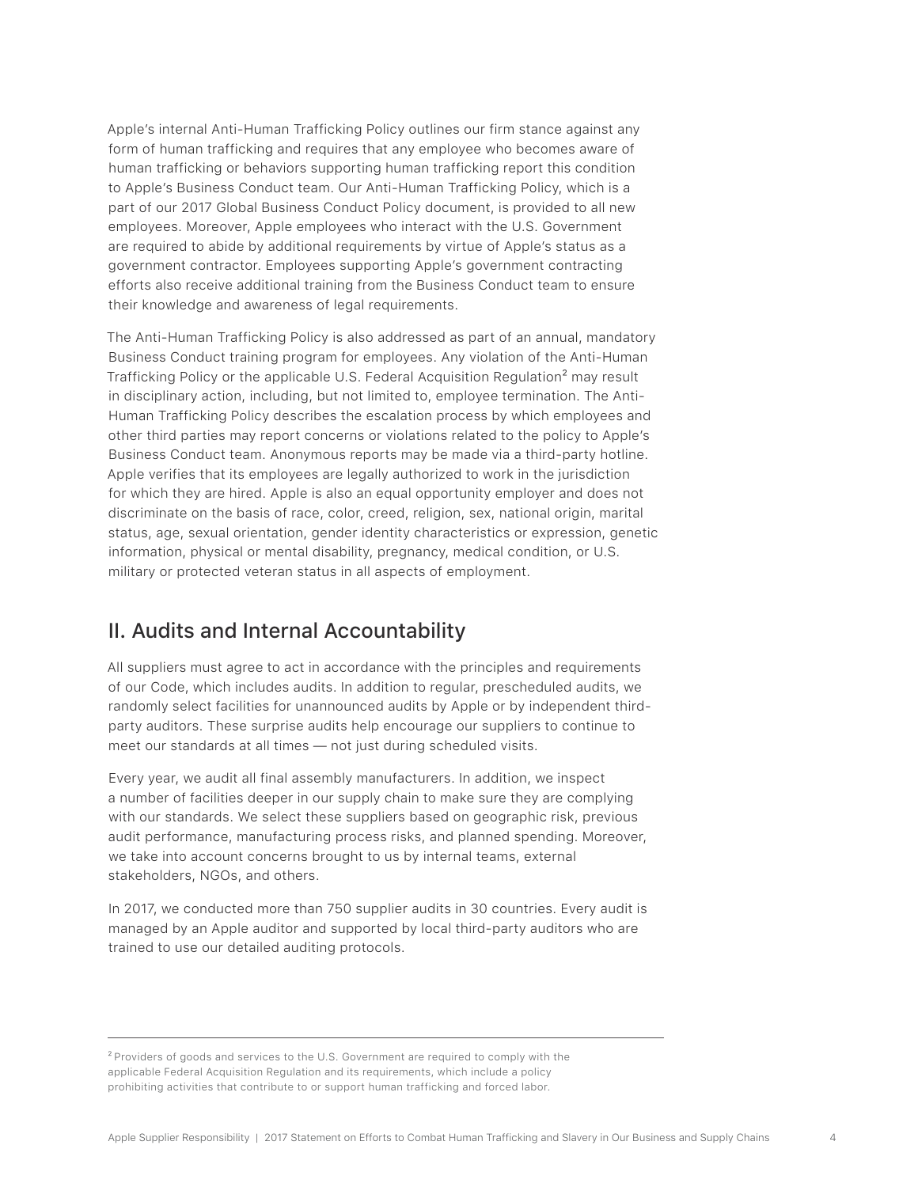Apple's internal Anti-Human Trafficking Policy outlines our firm stance against any form of human trafficking and requires that any employee who becomes aware of human trafficking or behaviors supporting human trafficking report this condition to Apple's Business Conduct team. Our Anti-Human Trafficking Policy, which is a part of our 2017 Global Business Conduct Policy document, is provided to all new employees. Moreover, Apple employees who interact with the U.S. Government are required to abide by additional requirements by virtue of Apple's status as a government contractor. Employees supporting Apple's government contracting efforts also receive additional training from the Business Conduct team to ensure their knowledge and awareness of legal requirements.

The Anti-Human Trafficking Policy is also addressed as part of an annual, mandatory Business Conduct training program for employees. Any violation of the Anti-Human Trafficking Policy or the applicable U.S. Federal Acquisition Regulation[2] may result in disciplinary action, including, but not limited to, employee termination. The Anti-Human Trafficking Policy describes the escalation process by which employees and other third parties may report concerns or violations related to the policy to Apple's Business Conduct team. Anonymous reports may be made via a third-party hotline. Apple verifies that its employees are legally authorized to work in the jurisdiction for which they are hired. Apple is also an equal opportunity employer and does not discriminate on the basis of race, color, creed, religion, sex, national origin, marital status, age, sexual orientation, gender identity characteristics or expression, genetic information, physical or mental disability, pregnancy, medical condition, or U.S. military or protected veteran status in all aspects of employment.

## II. Audits and Internal Accountability

All suppliers must agree to act in accordance with the principles and requirements of our Code, which includes audits. In addition to regular, prescheduled audits, we randomly select facilities for unannounced audits by Apple or by independent third-party auditors. These surprise audits help encourage our suppliers to continue to meet our standards at all times — not just during scheduled visits.

Every year, we audit all final assembly manufacturers. In addition, we inspect a number of facilities deeper in our supply chain to make sure they are complying with our standards. We select these suppliers based on geographic risk, previous audit performance, manufacturing process risks, and planned spending. Moreover, we take into account concerns brought to us by internal teams, external stakeholders, NGOs, and others.

In 2017, we conducted more than 750 supplier audits in 30 countries. Every audit is managed by an Apple auditor and supported by local third-party auditors who are trained to use our detailed auditing protocols.

---

[2] Providers of goods and services to the U.S. Government are required to comply with the applicable Federal Acquisition Regulation and its requirements, which include a policy prohibiting activities that contribute to or support human trafficking and forced labor.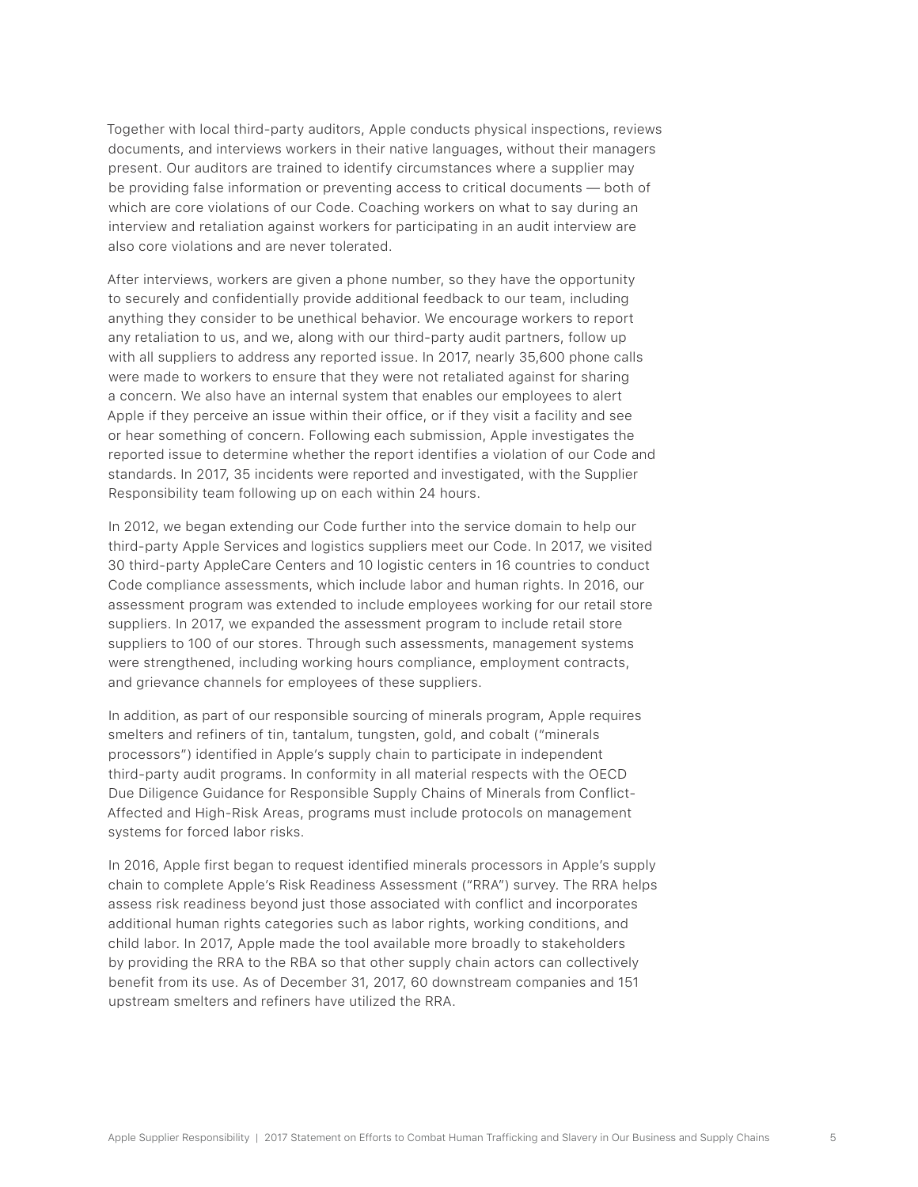Together with local third-party auditors, Apple conducts physical inspections, reviews documents, and interviews workers in their native languages, without their managers present. Our auditors are trained to identify circumstances where a supplier may be providing false information or preventing access to critical documents — both of which are core violations of our Code. Coaching workers on what to say during an interview and retaliation against workers for participating in an audit interview are also core violations and are never tolerated.

After interviews, workers are given a phone number, so they have the opportunity to securely and confidentially provide additional feedback to our team, including anything they consider to be unethical behavior. We encourage workers to report any retaliation to us, and we, along with our third-party audit partners, follow up with all suppliers to address any reported issue. In 2017, nearly 35,600 phone calls were made to workers to ensure that they were not retaliated against for sharing a concern. We also have an internal system that enables our employees to alert Apple if they perceive an issue within their office, or if they visit a facility and see or hear something of concern. Following each submission, Apple investigates the reported issue to determine whether the report identifies a violation of our Code and standards. In 2017, 35 incidents were reported and investigated, with the Supplier Responsibility team following up on each within 24 hours.

In 2012, we began extending our Code further into the service domain to help our third-party Apple Services and logistics suppliers meet our Code. In 2017, we visited 30 third-party AppleCare Centers and 10 logistic centers in 16 countries to conduct Code compliance assessments, which include labor and human rights. In 2016, our assessment program was extended to include employees working for our retail store suppliers. In 2017, we expanded the assessment program to include retail store suppliers to 100 of our stores. Through such assessments, management systems were strengthened, including working hours compliance, employment contracts, and grievance channels for employees of these suppliers.

In addition, as part of our responsible sourcing of minerals program, Apple requires smelters and refiners of tin, tantalum, tungsten, gold, and cobalt ("minerals processors") identified in Apple's supply chain to participate in independent third-party audit programs. In conformity in all material respects with the OECD Due Diligence Guidance for Responsible Supply Chains of Minerals from Conflict-Affected and High-Risk Areas, programs must include protocols on management systems for forced labor risks.

In 2016, Apple first began to request identified minerals processors in Apple's supply chain to complete Apple's Risk Readiness Assessment ("RRA") survey. The RRA helps assess risk readiness beyond just those associated with conflict and incorporates additional human rights categories such as labor rights, working conditions, and child labor. In 2017, Apple made the tool available more broadly to stakeholders by providing the RRA to the RBA so that other supply chain actors can collectively benefit from its use. As of December 31, 2017, 60 downstream companies and 151 upstream smelters and refiners have utilized the RRA.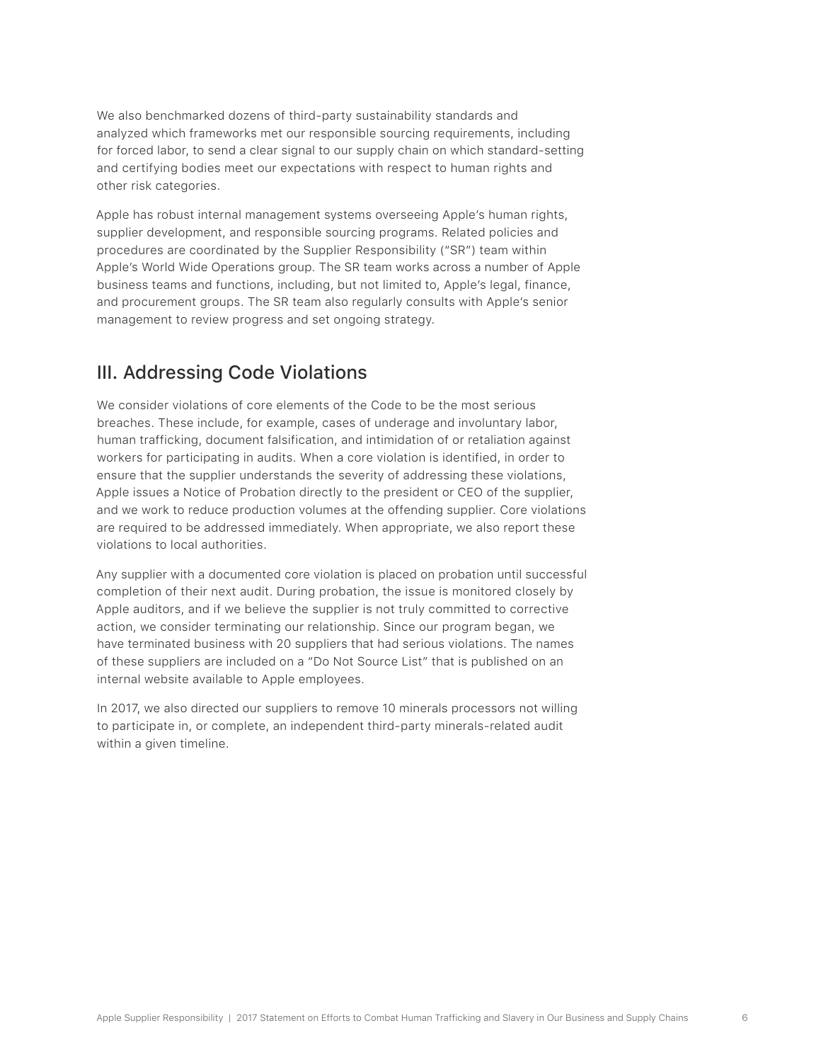We also benchmarked dozens of third-party sustainability standards and analyzed which frameworks met our responsible sourcing requirements, including for forced labor, to send a clear signal to our supply chain on which standard-setting and certifying bodies meet our expectations with respect to human rights and other risk categories.

Apple has robust internal management systems overseeing Apple's human rights, supplier development, and responsible sourcing programs. Related policies and procedures are coordinated by the Supplier Responsibility ("SR") team within Apple's World Wide Operations group. The SR team works across a number of Apple business teams and functions, including, but not limited to, Apple's legal, finance, and procurement groups. The SR team also regularly consults with Apple's senior management to review progress and set ongoing strategy.

## III. Addressing Code Violations

We consider violations of core elements of the Code to be the most serious breaches. These include, for example, cases of underage and involuntary labor, human trafficking, document falsification, and intimidation of or retaliation against workers for participating in audits. When a core violation is identified, in order to ensure that the supplier understands the severity of addressing these violations, Apple issues a Notice of Probation directly to the president or CEO of the supplier, and we work to reduce production volumes at the offending supplier. Core violations are required to be addressed immediately. When appropriate, we also report these violations to local authorities.

Any supplier with a documented core violation is placed on probation until successful completion of their next audit. During probation, the issue is monitored closely by Apple auditors, and if we believe the supplier is not truly committed to corrective action, we consider terminating our relationship. Since our program began, we have terminated business with 20 suppliers that had serious violations. The names of these suppliers are included on a "Do Not Source List" that is published on an internal website available to Apple employees.

In 2017, we also directed our suppliers to remove 10 minerals processors not willing to participate in, or complete, an independent third-party minerals-related audit within a given timeline.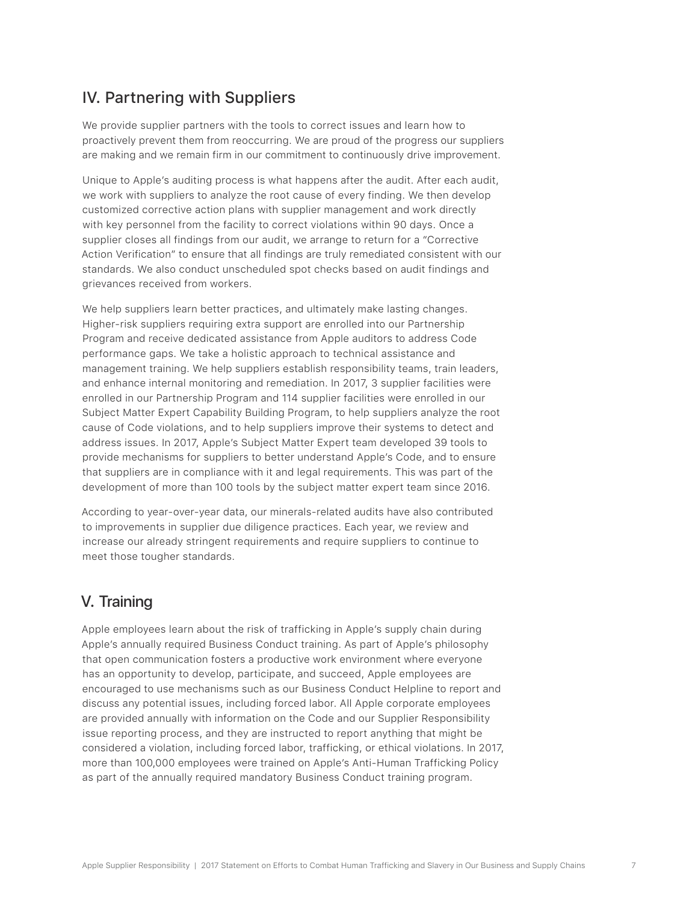## IV. Partnering with Suppliers

We provide supplier partners with the tools to correct issues and learn how to proactively prevent them from reoccurring. We are proud of the progress our suppliers are making and we remain firm in our commitment to continuously drive improvement.

Unique to Apple's auditing process is what happens after the audit. After each audit, we work with suppliers to analyze the root cause of every finding. We then develop customized corrective action plans with supplier management and work directly with key personnel from the facility to correct violations within 90 days. Once a supplier closes all findings from our audit, we arrange to return for a "Corrective Action Verification" to ensure that all findings are truly remediated consistent with our standards. We also conduct unscheduled spot checks based on audit findings and grievances received from workers.

We help suppliers learn better practices, and ultimately make lasting changes. Higher-risk suppliers requiring extra support are enrolled into our Partnership Program and receive dedicated assistance from Apple auditors to address Code performance gaps. We take a holistic approach to technical assistance and management training. We help suppliers establish responsibility teams, train leaders, and enhance internal monitoring and remediation. In 2017, 3 supplier facilities were enrolled in our Partnership Program and 114 supplier facilities were enrolled in our Subject Matter Expert Capability Building Program, to help suppliers analyze the root cause of Code violations, and to help suppliers improve their systems to detect and address issues. In 2017, Apple's Subject Matter Expert team developed 39 tools to provide mechanisms for suppliers to better understand Apple's Code, and to ensure that suppliers are in compliance with it and legal requirements. This was part of the development of more than 100 tools by the subject matter expert team since 2016.

According to year-over-year data, our minerals-related audits have also contributed to improvements in supplier due diligence practices. Each year, we review and increase our already stringent requirements and require suppliers to continue to meet those tougher standards.

## V. Training

Apple employees learn about the risk of trafficking in Apple's supply chain during Apple's annually required Business Conduct training. As part of Apple's philosophy that open communication fosters a productive work environment where everyone has an opportunity to develop, participate, and succeed, Apple employees are encouraged to use mechanisms such as our Business Conduct Helpline to report and discuss any potential issues, including forced labor. All Apple corporate employees are provided annually with information on the Code and our Supplier Responsibility issue reporting process, and they are instructed to report anything that might be considered a violation, including forced labor, trafficking, or ethical violations. In 2017, more than 100,000 employees were trained on Apple's Anti-Human Trafficking Policy as part of the annually required mandatory Business Conduct training program.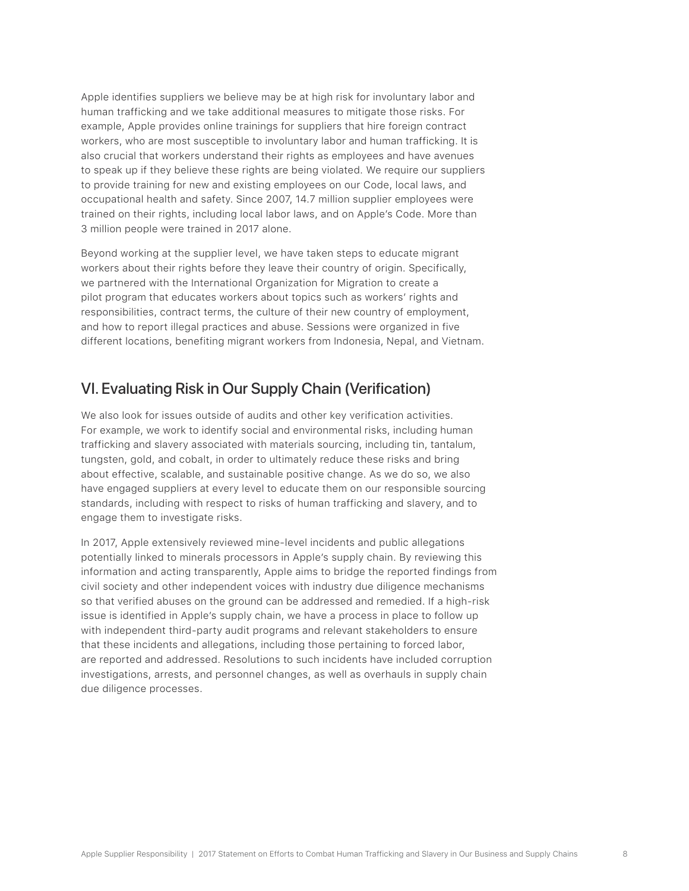Apple identifies suppliers we believe may be at high risk for involuntary labor and human trafficking and we take additional measures to mitigate those risks. For example, Apple provides online trainings for suppliers that hire foreign contract workers, who are most susceptible to involuntary labor and human trafficking. It is also crucial that workers understand their rights as employees and have avenues to speak up if they believe these rights are being violated. We require our suppliers to provide training for new and existing employees on our Code, local laws, and occupational health and safety. Since 2007, 14.7 million supplier employees were trained on their rights, including local labor laws, and on Apple's Code. More than 3 million people were trained in 2017 alone.

Beyond working at the supplier level, we have taken steps to educate migrant workers about their rights before they leave their country of origin. Specifically, we partnered with the International Organization for Migration to create a pilot program that educates workers about topics such as workers' rights and responsibilities, contract terms, the culture of their new country of employment, and how to report illegal practices and abuse. Sessions were organized in five different locations, benefiting migrant workers from Indonesia, Nepal, and Vietnam.

## VI. Evaluating Risk in Our Supply Chain (Verification)

We also look for issues outside of audits and other key verification activities. For example, we work to identify social and environmental risks, including human trafficking and slavery associated with materials sourcing, including tin, tantalum, tungsten, gold, and cobalt, in order to ultimately reduce these risks and bring about effective, scalable, and sustainable positive change. As we do so, we also have engaged suppliers at every level to educate them on our responsible sourcing standards, including with respect to risks of human trafficking and slavery, and to engage them to investigate risks.

In 2017, Apple extensively reviewed mine-level incidents and public allegations potentially linked to minerals processors in Apple's supply chain. By reviewing this information and acting transparently, Apple aims to bridge the reported findings from civil society and other independent voices with industry due diligence mechanisms so that verified abuses on the ground can be addressed and remedied. If a high-risk issue is identified in Apple's supply chain, we have a process in place to follow up with independent third-party audit programs and relevant stakeholders to ensure that these incidents and allegations, including those pertaining to forced labor, are reported and addressed. Resolutions to such incidents have included corruption investigations, arrests, and personnel changes, as well as overhauls in supply chain due diligence processes.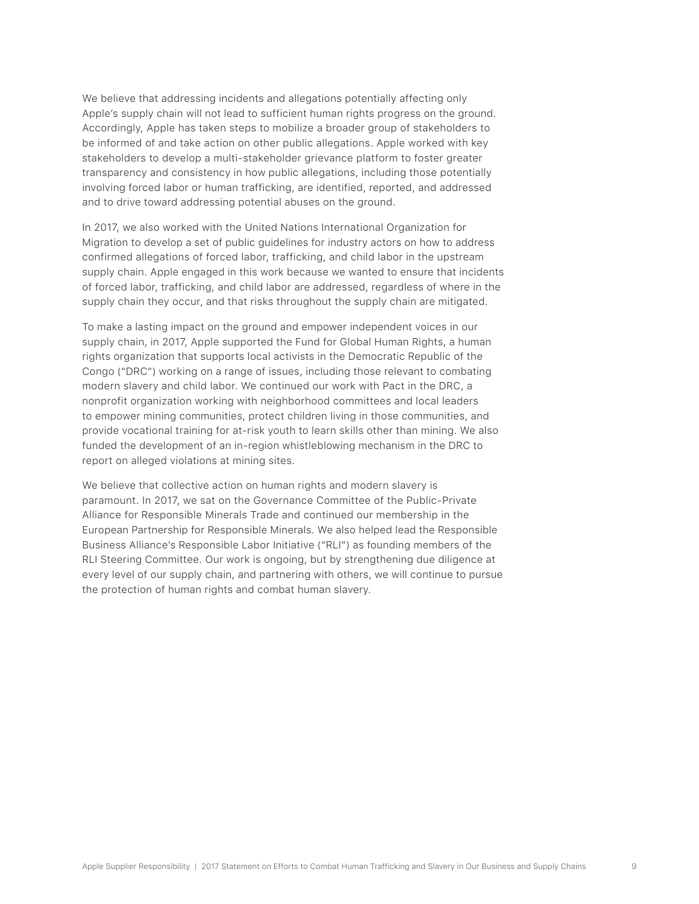We believe that addressing incidents and allegations potentially affecting only Apple's supply chain will not lead to sufficient human rights progress on the ground. Accordingly, Apple has taken steps to mobilize a broader group of stakeholders to be informed of and take action on other public allegations. Apple worked with key stakeholders to develop a multi-stakeholder grievance platform to foster greater transparency and consistency in how public allegations, including those potentially involving forced labor or human trafficking, are identified, reported, and addressed and to drive toward addressing potential abuses on the ground.

In 2017, we also worked with the United Nations International Organization for Migration to develop a set of public guidelines for industry actors on how to address confirmed allegations of forced labor, trafficking, and child labor in the upstream supply chain. Apple engaged in this work because we wanted to ensure that incidents of forced labor, trafficking, and child labor are addressed, regardless of where in the supply chain they occur, and that risks throughout the supply chain are mitigated.

To make a lasting impact on the ground and empower independent voices in our supply chain, in 2017, Apple supported the Fund for Global Human Rights, a human rights organization that supports local activists in the Democratic Republic of the Congo ("DRC") working on a range of issues, including those relevant to combating modern slavery and child labor. We continued our work with Pact in the DRC, a nonprofit organization working with neighborhood committees and local leaders to empower mining communities, protect children living in those communities, and provide vocational training for at-risk youth to learn skills other than mining. We also funded the development of an in-region whistleblowing mechanism in the DRC to report on alleged violations at mining sites.

We believe that collective action on human rights and modern slavery is paramount. In 2017, we sat on the Governance Committee of the Public-Private Alliance for Responsible Minerals Trade and continued our membership in the European Partnership for Responsible Minerals. We also helped lead the Responsible Business Alliance's Responsible Labor Initiative ("RLI") as founding members of the RLI Steering Committee. Our work is ongoing, but by strengthening due diligence at every level of our supply chain, and partnering with others, we will continue to pursue the protection of human rights and combat human slavery.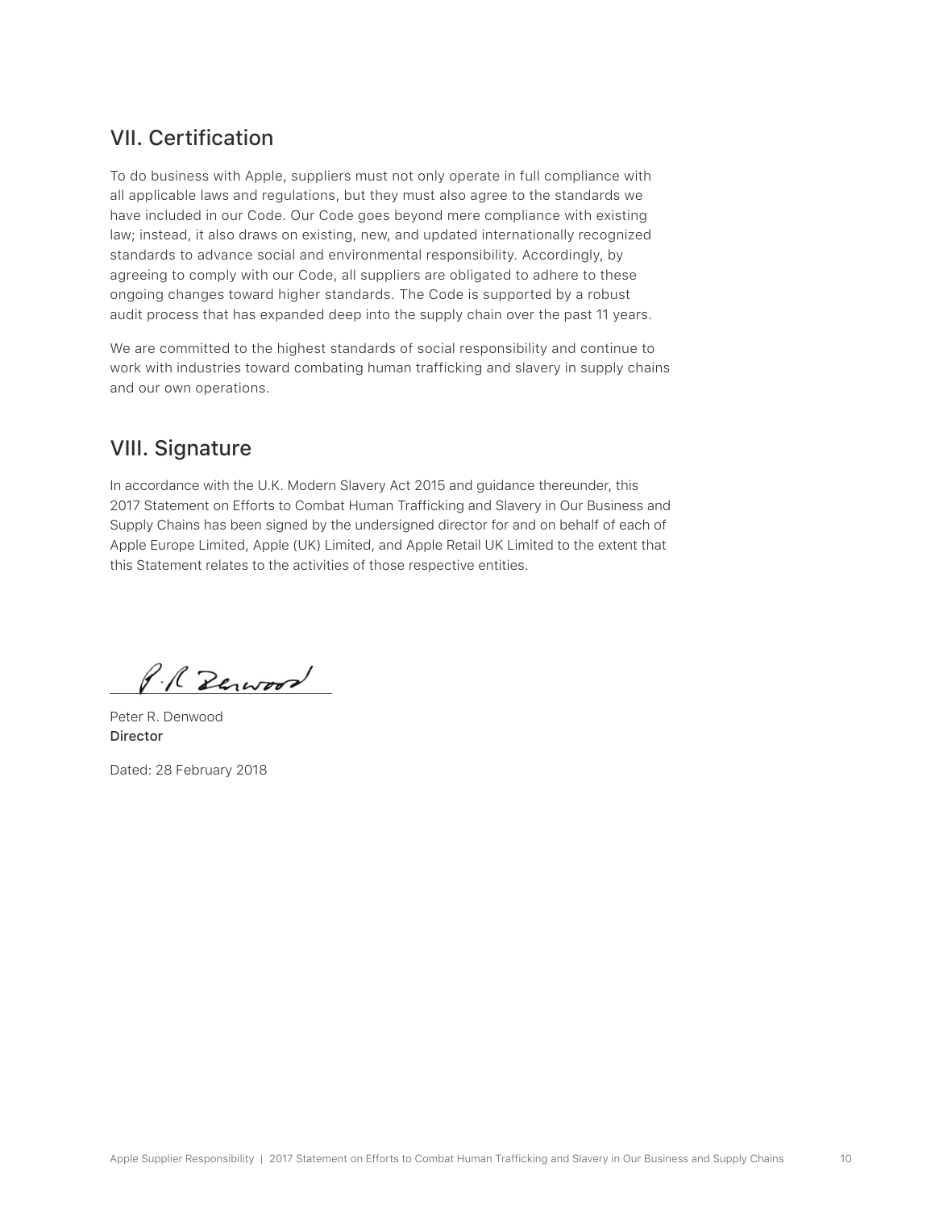## VII. Certification

To do business with Apple, suppliers must not only operate in full compliance with all applicable laws and regulations, but they must also agree to the standards we have included in our Code. Our Code goes beyond mere compliance with existing law; instead, it also draws on existing, new, and updated internationally recognized standards to advance social and environmental responsibility. Accordingly, by agreeing to comply with our Code, all suppliers are obligated to adhere to these ongoing changes toward higher standards. The Code is supported by a robust audit process that has expanded deep into the supply chain over the past 11 years.

We are committed to the highest standards of social responsibility and continue to work with industries toward combating human trafficking and slavery in supply chains and our own operations.

## VIII. Signature

In accordance with the U.K. Modern Slavery Act 2015 and guidance thereunder, this 2017 Statement on Efforts to Combat Human Trafficking and Slavery in Our Business and Supply Chains has been signed by the undersigned director for and on behalf of each of Apple Europe Limited, Apple (UK) Limited, and Apple Retail UK Limited to the extent that this Statement relates to the activities of those respective entities.

P.R. Denwood

Peter R. Denwood
**Director**

Dated: 28 February 2018